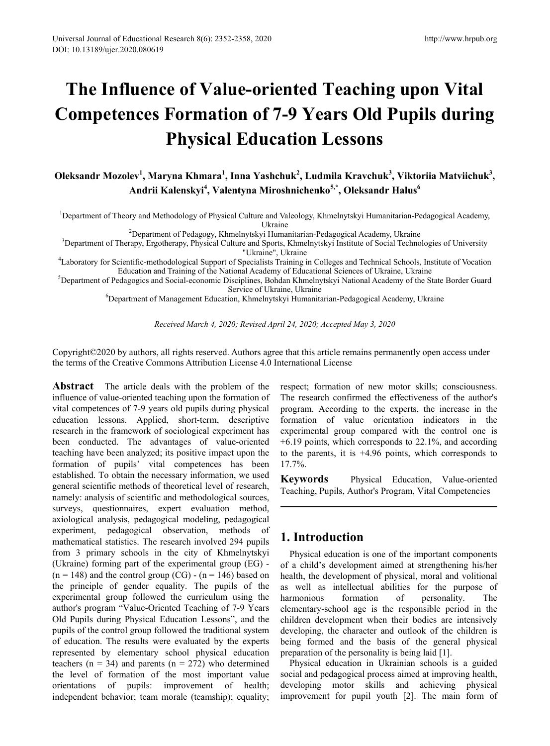# The Influence of Value-oriented Teaching upon Vital Competences Formation of 7-9 Years Old Pupils during Physical Education Lessons

**Oleksandr Mozolev[1], Maryna Khmara[1], Inna Yashchuk[2], Ludmila Kravchuk[3], Viktoriia Matviichuk[3], Andrii Kalenskyi[4], Valentyna Miroshnichenko[5,*], Oleksandr Halus[6]**

[1]Department of Theory and Methodology of Physical Culture and Valeology, Khmelnytskyi Humanitarian-Pedagogical Academy, Ukraine

[2]Department of Pedagogy, Khmelnytskyi Humanitarian-Pedagogical Academy, Ukraine

[3]Department of Therapy, Ergotherapy, Physical Culture and Sports, Khmelnytskyi Institute of Social Technologies of University "Ukraine", Ukraine

[4]Laboratory for Scientific-methodological Support of Specialists Training in Colleges and Technical Schools, Institute of Vocation Education and Training of the National Academy of Educational Sciences of Ukraine, Ukraine

[5]Department of Pedagogics and Social-economic Disciplines, Bohdan Khmelnytskyi National Academy of the State Border Guard Service of Ukraine, Ukraine

[6]Department of Management Education, Khmelnytskyi Humanitarian-Pedagogical Academy, Ukraine

*Received March 4, 2020; Revised April 24, 2020; Accepted May 3, 2020*

Copyright©2020 by authors, all rights reserved. Authors agree that this article remains permanently open access under the terms of the Creative Commons Attribution License 4.0 International License

**Abstract** The article deals with the problem of the influence of value-oriented teaching upon the formation of vital competences of 7-9 years old pupils during physical education lessons. Applied, short-term, descriptive research in the framework of sociological experiment has been conducted. The advantages of value-oriented teaching have been analyzed; its positive impact upon the formation of pupils' vital competences has been established. To obtain the necessary information, we used general scientific methods of theoretical level of research, namely: analysis of scientific and methodological sources, surveys, questionnaires, expert evaluation method, axiological analysis, pedagogical modeling, pedagogical experiment, pedagogical observation, methods of mathematical statistics. The research involved 294 pupils from 3 primary schools in the city of Khmelnytskyi (Ukraine) forming part of the experimental group (EG) - (n = 148) and the control group (CG) - (n = 146) based on the principle of gender equality. The pupils of the experimental group followed the curriculum using the author's program "Value-Oriented Teaching of 7-9 Years Old Pupils during Physical Education Lessons", and the pupils of the control group followed the traditional system of education. The results were evaluated by the experts represented by elementary school physical education teachers (n = 34) and parents (n = 272) who determined the level of formation of the most important value orientations of pupils: improvement of health; independent behavior; team morale (teamship); equality; respect; formation of new motor skills; consciousness. The research confirmed the effectiveness of the author's program. According to the experts, the increase in the formation of value orientation indicators in the experimental group compared with the control one is +6.19 points, which corresponds to 22.1%, and according to the parents, it is +4.96 points, which corresponds to 17.7%.

**Keywords** Physical Education, Value-oriented Teaching, Pupils, Author's Program, Vital Competencies

## 1. Introduction

Physical education is one of the important components of a child's development aimed at strengthening his/her health, the development of physical, moral and volitional as well as intellectual abilities for the purpose of harmonious formation of personality. The elementary-school age is the responsible period in the children development when their bodies are intensively developing, the character and outlook of the children is being formed and the basis of the general physical preparation of the personality is being laid [1].

Physical education in Ukrainian schools is a guided social and pedagogical process aimed at improving health, developing motor skills and achieving physical improvement for pupil youth [2]. The main form of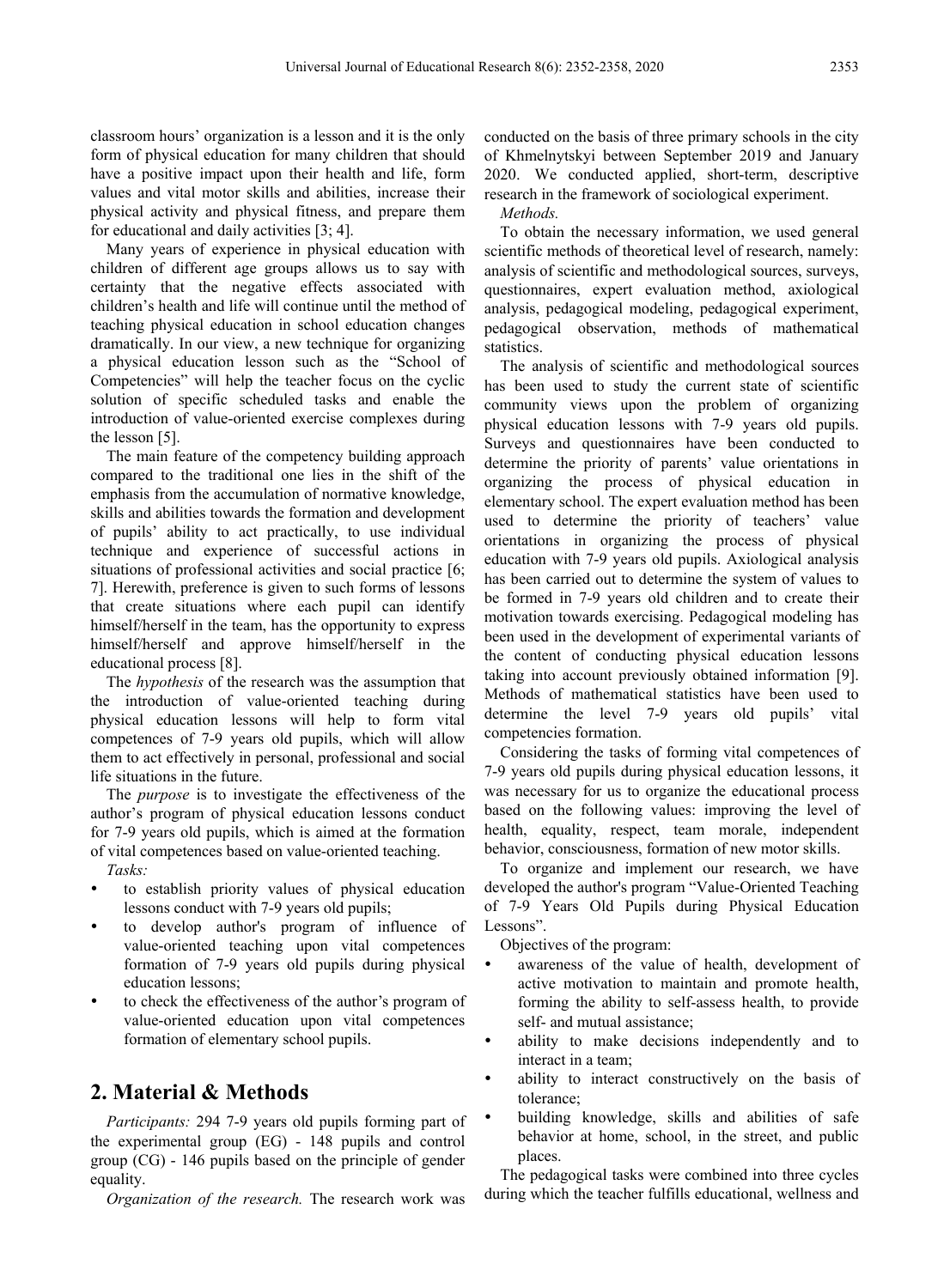classroom hours' organization is a lesson and it is the only form of physical education for many children that should have a positive impact upon their health and life, form values and vital motor skills and abilities, increase their physical activity and physical fitness, and prepare them for educational and daily activities [3; 4].

Many years of experience in physical education with children of different age groups allows us to say with certainty that the negative effects associated with children's health and life will continue until the method of teaching physical education in school education changes dramatically. In our view, a new technique for organizing a physical education lesson such as the "School of Competencies" will help the teacher focus on the cyclic solution of specific scheduled tasks and enable the introduction of value-oriented exercise complexes during the lesson [5].

The main feature of the competency building approach compared to the traditional one lies in the shift of the emphasis from the accumulation of normative knowledge, skills and abilities towards the formation and development of pupils' ability to act practically, to use individual technique and experience of successful actions in situations of professional activities and social practice [6; 7]. Herewith, preference is given to such forms of lessons that create situations where each pupil can identify himself/herself in the team, has the opportunity to express himself/herself and approve himself/herself in the educational process [8].

The *hypothesis* of the research was the assumption that the introduction of value-oriented teaching during physical education lessons will help to form vital competences of 7-9 years old pupils, which will allow them to act effectively in personal, professional and social life situations in the future.

The *purpose* is to investigate the effectiveness of the author's program of physical education lessons conduct for 7-9 years old pupils, which is aimed at the formation of vital competences based on value-oriented teaching.

*Tasks:*

- to establish priority values of physical education lessons conduct with 7-9 years old pupils;
- to develop author's program of influence of value-oriented teaching upon vital competences formation of 7-9 years old pupils during physical education lessons;
- to check the effectiveness of the author's program of value-oriented education upon vital competences formation of elementary school pupils.

## 2. Material & Methods

*Participants:* 294 7-9 years old pupils forming part of the experimental group (EG) - 148 pupils and control group (CG) - 146 pupils based on the principle of gender equality.

*Organization of the research.* The research work was conducted on the basis of three primary schools in the city of Khmelnytskyi between September 2019 and January 2020. We conducted applied, short-term, descriptive research in the framework of sociological experiment.

*Methods.*

To obtain the necessary information, we used general scientific methods of theoretical level of research, namely: analysis of scientific and methodological sources, surveys, questionnaires, expert evaluation method, axiological analysis, pedagogical modeling, pedagogical experiment, pedagogical observation, methods of mathematical statistics.

The analysis of scientific and methodological sources has been used to study the current state of scientific community views upon the problem of organizing physical education lessons with 7-9 years old pupils. Surveys and questionnaires have been conducted to determine the priority of parents' value orientations in organizing the process of physical education in elementary school. The expert evaluation method has been used to determine the priority of teachers' value orientations in organizing the process of physical education with 7-9 years old pupils. Axiological analysis has been carried out to determine the system of values to be formed in 7-9 years old children and to create their motivation towards exercising. Pedagogical modeling has been used in the development of experimental variants of the content of conducting physical education lessons taking into account previously obtained information [9]. Methods of mathematical statistics have been used to determine the level 7-9 years old pupils' vital competencies formation.

Considering the tasks of forming vital competences of 7-9 years old pupils during physical education lessons, it was necessary for us to organize the educational process based on the following values: improving the level of health, equality, respect, team morale, independent behavior, consciousness, formation of new motor skills.

To organize and implement our research, we have developed the author's program "Value-Oriented Teaching of 7-9 Years Old Pupils during Physical Education Lessons".

Objectives of the program:

- awareness of the value of health, development of active motivation to maintain and promote health, forming the ability to self-assess health, to provide self- and mutual assistance;
- ability to make decisions independently and to interact in a team;
- ability to interact constructively on the basis of tolerance;
- building knowledge, skills and abilities of safe behavior at home, school, in the street, and public places.

The pedagogical tasks were combined into three cycles during which the teacher fulfills educational, wellness and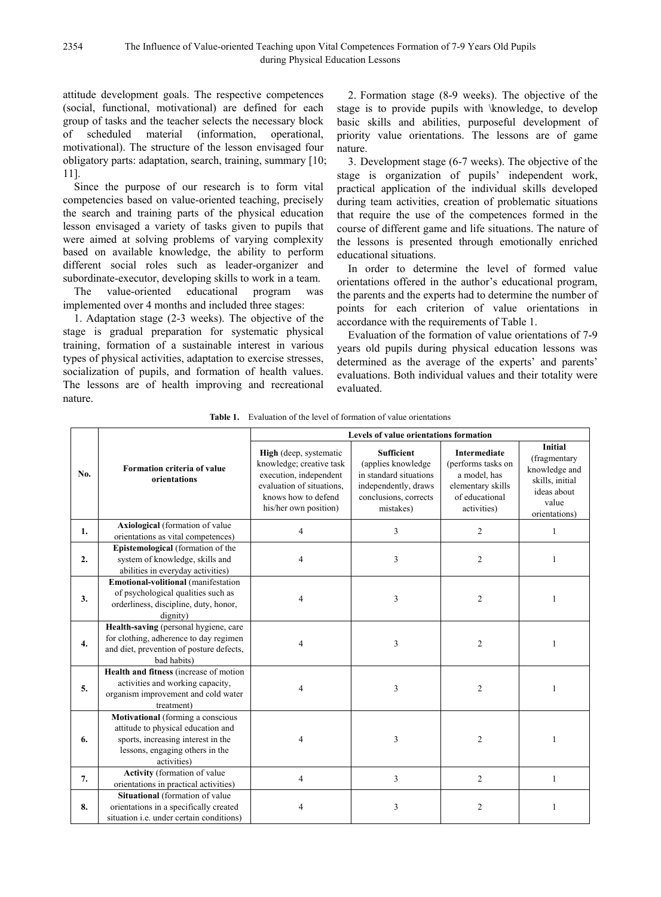attitude development goals. The respective competences (social, functional, motivational) are defined for each group of tasks and the teacher selects the necessary block of scheduled material (information, operational, motivational). The structure of the lesson envisaged four obligatory parts: adaptation, search, training, summary [10; 11].

Since the purpose of our research is to form vital competencies based on value-oriented teaching, precisely the search and training parts of the physical education lesson envisaged a variety of tasks given to pupils that were aimed at solving problems of varying complexity based on available knowledge, the ability to perform different social roles such as leader-organizer and subordinate-executor, developing skills to work in a team.

The value-oriented educational program was implemented over 4 months and included three stages:

1. Adaptation stage (2-3 weeks). The objective of the stage is gradual preparation for systematic physical training, formation of a sustainable interest in various types of physical activities, adaptation to exercise stresses, socialization of pupils, and formation of health values. The lessons are of health improving and recreational nature.

2. Formation stage (8-9 weeks). The objective of the stage is to provide pupils with \knowledge, to develop basic skills and abilities, purposeful development of priority value orientations. The lessons are of game nature.

3. Development stage (6-7 weeks). The objective of the stage is organization of pupils' independent work, practical application of the individual skills developed during team activities, creation of problematic situations that require the use of the competences formed in the course of different game and life situations. The nature of the lessons is presented through emotionally enriched educational situations.

In order to determine the level of formed value orientations offered in the author's educational program, the parents and the experts had to determine the number of points for each criterion of value orientations in accordance with the requirements of Table 1.

Evaluation of the formation of value orientations of 7-9 years old pupils during physical education lessons was determined as the average of the experts' and parents' evaluations. Both individual values and their totality were evaluated.

**Table 1.** Evaluation of the level of formation of value orientations

| No. | Formation criteria of value orientations | Levels of value orientations formation | | | |
|---|---|---|---|---|---|
| | | **High** (deep, systematic knowledge; creative task execution, independent evaluation of situations, knows how to defend his/her own position) | **Sufficient** (applies knowledge in standard situations independently, draws conclusions, corrects mistakes) | **Intermediate** (performs tasks on a model, has elementary skills of educational activities) | **Initial** (fragmentary knowledge and skills, initial ideas about value orientations) |
| **1.** | **Axiological** (formation of value orientations as vital competences) | 4 | 3 | 2 | 1 |
| **2.** | **Epistemological** (formation of the system of knowledge, skills and abilities in everyday activities) | 4 | 3 | 2 | 1 |
| **3.** | **Emotional-volitional** (manifestation of psychological qualities such as orderliness, discipline, duty, honor, dignity) | 4 | 3 | 2 | 1 |
| **4.** | **Health-saving** (personal hygiene, care for clothing, adherence to day regimen and diet, prevention of posture defects, bad habits) | 4 | 3 | 2 | 1 |
| **5.** | **Health and fitness** (increase of motion activities and working capacity, organism improvement and cold water treatment) | 4 | 3 | 2 | 1 |
| **6.** | **Motivational** (forming a conscious attitude to physical education and sports, increasing interest in the lessons, engaging others in the activities) | 4 | 3 | 2 | 1 |
| **7.** | **Activity** (formation of value orientations in practical activities) | 4 | 3 | 2 | 1 |
| **8.** | **Situational** (formation of value orientations in a specifically created situation i.e. under certain conditions) | 4 | 3 | 2 | 1 |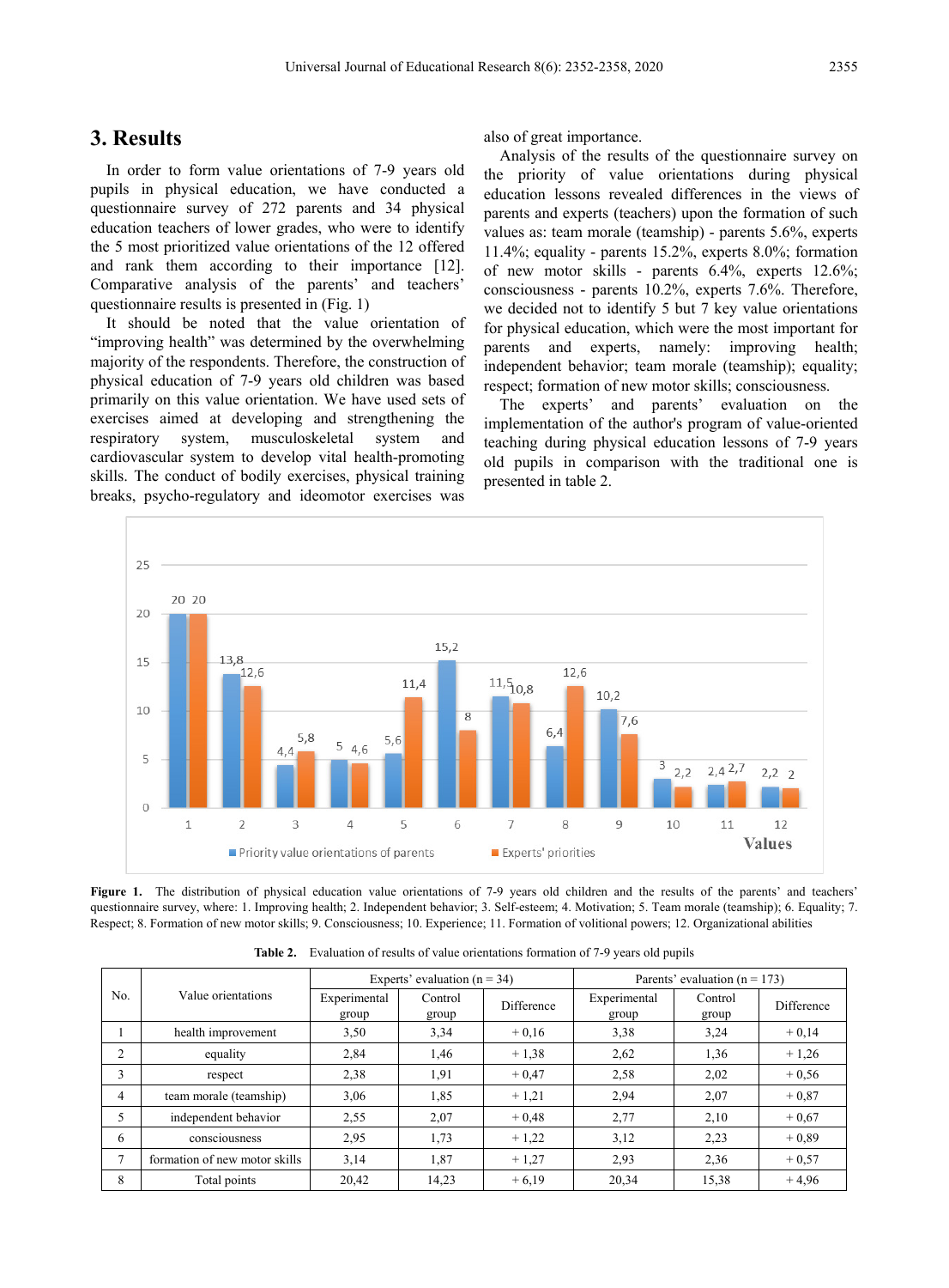## 3. Results

In order to form value orientations of 7-9 years old pupils in physical education, we have conducted a questionnaire survey of 272 parents and 34 physical education teachers of lower grades, who were to identify the 5 most prioritized value orientations of the 12 offered and rank them according to their importance [12]. Comparative analysis of the parents' and teachers' questionnaire results is presented in (Fig. 1)

It should be noted that the value orientation of "improving health" was determined by the overwhelming majority of the respondents. Therefore, the construction of physical education of 7-9 years old children was based primarily on this value orientation. We have used sets of exercises aimed at developing and strengthening the respiratory system, musculoskeletal system and cardiovascular system to develop vital health-promoting skills. The conduct of bodily exercises, physical training breaks, psycho-regulatory and ideomotor exercises was also of great importance.

Analysis of the results of the questionnaire survey on the priority of value orientations during physical education lessons revealed differences in the views of parents and experts (teachers) upon the formation of such values as: team morale (teamship) - parents 5.6%, experts 11.4%; equality - parents 15.2%, experts 8.0%; formation of new motor skills - parents 6.4%, experts 12.6%; consciousness - parents 10.2%, experts 7.6%. Therefore, we decided not to identify 5 but 7 key value orientations for physical education, which were the most important for parents and experts, namely: improving health; independent behavior; team morale (teamship); equality; respect; formation of new motor skills; consciousness.

The experts' and parents' evaluation on the implementation of the author's program of value-oriented teaching during physical education lessons of 7-9 years old pupils in comparison with the traditional one is presented in table 2.

| Values | Priority value orientations of parents | Experts' priorities |
|---|---|---|
| 1 | 20 | 20 |
| 2 | 13,8 | 12,6 |
| 3 | 4,4 | 5,8 |
| 4 | 5 | 4,6 |
| 5 | 5,6 | 11,4 |
| 6 | 15,2 | 8 |
| 7 | 11,5 | 10,8 |
| 8 | 6,4 | 12,6 |
| 9 | 10,2 | 7,6 |
| 10 | 3 | 2,2 |
| 11 | 2,4 | 2,7 |
| 12 | 2,2 | 2 |

**Figure 1.** The distribution of physical education value orientations of 7-9 years old children and the results of the parents' and teachers' questionnaire survey, where: 1. Improving health; 2. Independent behavior; 3. Self-esteem; 4. Motivation; 5. Team morale (teamship); 6. Equality; 7. Respect; 8. Formation of new motor skills; 9. Consciousness; 10. Experience; 11. Formation of volitional powers; 12. Organizational abilities

**Table 2.** Evaluation of results of value orientations formation of 7-9 years old pupils

| No. | Value orientations | Experts' evaluation (n = 34) | | | Parents' evaluation (n = 173) | | |
|---|---|---|---|---|---|---|---|
| | | Experimental group | Control group | Difference | Experimental group | Control group | Difference |
| 1 | health improvement | 3,50 | 3,34 | + 0,16 | 3,38 | 3,24 | + 0,14 |
| 2 | equality | 2,84 | 1,46 | + 1,38 | 2,62 | 1,36 | + 1,26 |
| 3 | respect | 2,38 | 1,91 | + 0,47 | 2,58 | 2,02 | + 0,56 |
| 4 | team morale (teamship) | 3,06 | 1,85 | + 1,21 | 2,94 | 2,07 | + 0,87 |
| 5 | independent behavior | 2,55 | 2,07 | + 0,48 | 2,77 | 2,10 | + 0,67 |
| 6 | consciousness | 2,95 | 1,73 | + 1,22 | 3,12 | 2,23 | + 0,89 |
| 7 | formation of new motor skills | 3,14 | 1,87 | + 1,27 | 2,93 | 2,36 | + 0,57 |
| 8 | Total points | 20,42 | 14,23 | + 6,19 | 20,34 | 15,38 | + 4,96 |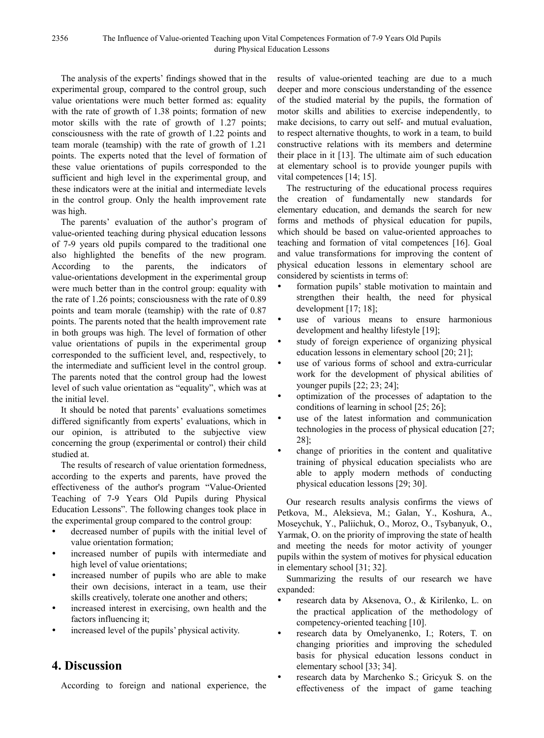The analysis of the experts' findings showed that in the experimental group, compared to the control group, such value orientations were much better formed as: equality with the rate of growth of 1.38 points; formation of new motor skills with the rate of growth of 1.27 points; consciousness with the rate of growth of 1.22 points and team morale (teamship) with the rate of growth of 1.21 points. The experts noted that the level of formation of these value orientations of pupils corresponded to the sufficient and high level in the experimental group, and these indicators were at the initial and intermediate levels in the control group. Only the health improvement rate was high.

The parents' evaluation of the author's program of value-oriented teaching during physical education lessons of 7-9 years old pupils compared to the traditional one also highlighted the benefits of the new program. According to the parents, the indicators of value-orientations development in the experimental group were much better than in the control group: equality with the rate of 1.26 points; consciousness with the rate of 0.89 points and team morale (teamship) with the rate of 0.87 points. The parents noted that the health improvement rate in both groups was high. The level of formation of other value orientations of pupils in the experimental group corresponded to the sufficient level, and, respectively, to the intermediate and sufficient level in the control group. The parents noted that the control group had the lowest level of such value orientation as "equality", which was at the initial level.

It should be noted that parents' evaluations sometimes differed significantly from experts' evaluations, which in our opinion, is attributed to the subjective view concerning the group (experimental or control) their child studied at.

The results of research of value orientation formedness, according to the experts and parents, have proved the effectiveness of the author's program "Value-Oriented Teaching of 7-9 Years Old Pupils during Physical Education Lessons". The following changes took place in the experimental group compared to the control group:

- decreased number of pupils with the initial level of value orientation formation;
- increased number of pupils with intermediate and high level of value orientations;
- increased number of pupils who are able to make their own decisions, interact in a team, use their skills creatively, tolerate one another and others;
- increased interest in exercising, own health and the factors influencing it;
- increased level of the pupils' physical activity.

## 4. Discussion

According to foreign and national experience, the results of value-oriented teaching are due to a much deeper and more conscious understanding of the essence of the studied material by the pupils, the formation of motor skills and abilities to exercise independently, to make decisions, to carry out self- and mutual evaluation, to respect alternative thoughts, to work in a team, to build constructive relations with its members and determine their place in it [13]. The ultimate aim of such education at elementary school is to provide younger pupils with vital competences [14; 15].

The restructuring of the educational process requires the creation of fundamentally new standards for elementary education, and demands the search for new forms and methods of physical education for pupils, which should be based on value-oriented approaches to teaching and formation of vital competences [16]. Goal and value transformations for improving the content of physical education lessons in elementary school are considered by scientists in terms of:

- formation pupils' stable motivation to maintain and strengthen their health, the need for physical development [17; 18];
- use of various means to ensure harmonious development and healthy lifestyle [19];
- study of foreign experience of organizing physical education lessons in elementary school [20; 21];
- use of various forms of school and extra-curricular work for the development of physical abilities of younger pupils [22; 23; 24];
- optimization of the processes of adaptation to the conditions of learning in school [25; 26];
- use of the latest information and communication technologies in the process of physical education [27; 28];
- change of priorities in the content and qualitative training of physical education specialists who are able to apply modern methods of conducting physical education lessons [29; 30].

Our research results analysis confirms the views of Petkova, M., Aleksieva, M.; Galan, Y., Koshura, A., Moseychuk, Y., Paliichuk, O., Moroz, O., Tsybanyuk, O., Yarmak, O. on the priority of improving the state of health and meeting the needs for motor activity of younger pupils within the system of motives for physical education in elementary school [31; 32].

Summarizing the results of our research we have expanded:

- research data by Aksenova, O., & Kirilenko, L. on the practical application of the methodology of competency-oriented teaching [10].
- research data by Omelyanenko, I.; Roters, T. on changing priorities and improving the scheduled basis for physical education lessons conduct in elementary school [33; 34].
- research data by Marchenko S.; Gricyuk S. on the effectiveness of the impact of game teaching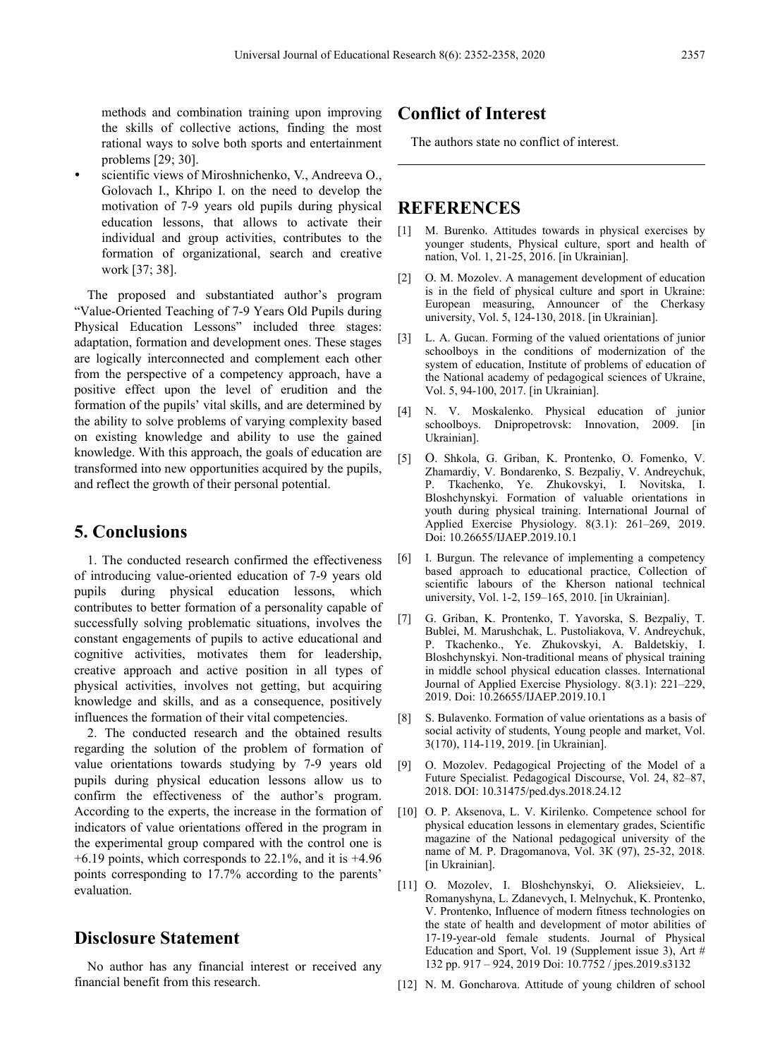methods and combination training upon improving the skills of collective actions, finding the most rational ways to solve both sports and entertainment problems [29; 30].

- scientific views of Miroshnichenko, V., Andreeva O., Golovach I., Khripo I. on the need to develop the motivation of 7-9 years old pupils during physical education lessons, that allows to activate their individual and group activities, contributes to the formation of organizational, search and creative work [37; 38].

The proposed and substantiated author's program "Value-Oriented Teaching of 7-9 Years Old Pupils during Physical Education Lessons" included three stages: adaptation, formation and development ones. These stages are logically interconnected and complement each other from the perspective of a competency approach, have a positive effect upon the level of erudition and the formation of the pupils' vital skills, and are determined by the ability to solve problems of varying complexity based on existing knowledge and ability to use the gained knowledge. With this approach, the goals of education are transformed into new opportunities acquired by the pupils, and reflect the growth of their personal potential.

## 5. Conclusions

1. The conducted research confirmed the effectiveness of introducing value-oriented education of 7-9 years old pupils during physical education lessons, which contributes to better formation of a personality capable of successfully solving problematic situations, involves the constant engagements of pupils to active educational and cognitive activities, motivates them for leadership, creative approach and active position in all types of physical activities, involves not getting, but acquiring knowledge and skills, and as a consequence, positively influences the formation of their vital competencies.

2. The conducted research and the obtained results regarding the solution of the problem of formation of value orientations towards studying by 7-9 years old pupils during physical education lessons allow us to confirm the effectiveness of the author's program. According to the experts, the increase in the formation of indicators of value orientations offered in the program in the experimental group compared with the control one is +6.19 points, which corresponds to 22.1%, and it is +4.96 points corresponding to 17.7% according to the parents' evaluation.

## Disclosure Statement

No author has any financial interest or received any financial benefit from this research.

## Conflict of Interest

The authors state no conflict of interest.

## REFERENCES

[1] M. Burenko. Attitudes towards in physical exercises by younger students, Physical culture, sport and health of nation, Vol. 1, 21-25, 2016. [in Ukrainian].

[2] O. M. Mozolev. A management development of education is in the field of physical culture and sport in Ukraine: European measuring, Announcer of the Cherkasy university, Vol. 5, 124-130, 2018. [in Ukrainian].

[3] L. A. Gucan. Forming of the valued orientations of junior schoolboys in the conditions of modernization of the system of education, Institute of problems of education of the National academy of pedagogical sciences of Ukraine, Vol. 5, 94-100, 2017. [in Ukrainian].

[4] N. V. Moskalenko. Physical education of junior schoolboys. Dnipropetrovsk: Innovation, 2009. [in Ukrainian].

[5] O. Shkola, G. Griban, K. Prontenko, O. Fomenko, V. Zhamardiy, V. Bondarenko, S. Bezpaliy, V. Andreychuk, P. Tkachenko, Ye. Zhukovskyi, I. Novitska, I. Bloshchynskyi. Formation of valuable orientations in youth during physical training. International Journal of Applied Exercise Physiology. 8(3.1): 261–269, 2019. Doi: 10.26655/IJAEP.2019.10.1

[6] I. Burgun. The relevance of implementing a competency based approach to educational practice, Collection of scientific labours of the Kherson national technical university, Vol. 1-2, 159–165, 2010. [in Ukrainian].

[7] G. Griban, K. Prontenko, T. Yavorska, S. Bezpaliy, T. Bublei, M. Marushchak, L. Pustoliakova, V. Andreychuk, P. Tkachenko., Ye. Zhukovskyi, A. Baldetskiy, I. Bloshchynskyi. Non-traditional means of physical training in middle school physical education classes. International Journal of Applied Exercise Physiology. 8(3.1): 221–229, 2019. Doi: 10.26655/IJAEP.2019.10.1

[8] S. Bulavenko. Formation of value orientations as a basis of social activity of students, Young people and market, Vol. 3(170), 114-119, 2019. [in Ukrainian].

[9] O. Mozolev. Pedagogical Projecting of the Model of a Future Specialist. Pedagogical Discourse, Vol. 24, 82–87, 2018. DOI: 10.31475/ped.dys.2018.24.12

[10] O. P. Aksenova, L. V. Kirilenko. Competence school for physical education lessons in elementary grades, Scientific magazine of the National pedagogical university of the name of M. P. Dragomanova, Vol. 3K (97), 25-32, 2018. [in Ukrainian].

[11] O. Mozolev, I. Bloshchynskyi, O. Alieksieiev, L. Romanyshyna, L. Zdanevych, I. Melnychuk, K. Prontenko, V. Prontenko, Influence of modern fitness technologies on the state of health and development of motor abilities of 17-19-year-old female students. Journal of Physical Education and Sport, Vol. 19 (Supplement issue 3), Art # 132 pp. 917 – 924, 2019 Doi: 10.7752 / jpes.2019.s3132

[12] N. M. Goncharova. Attitude of young children of school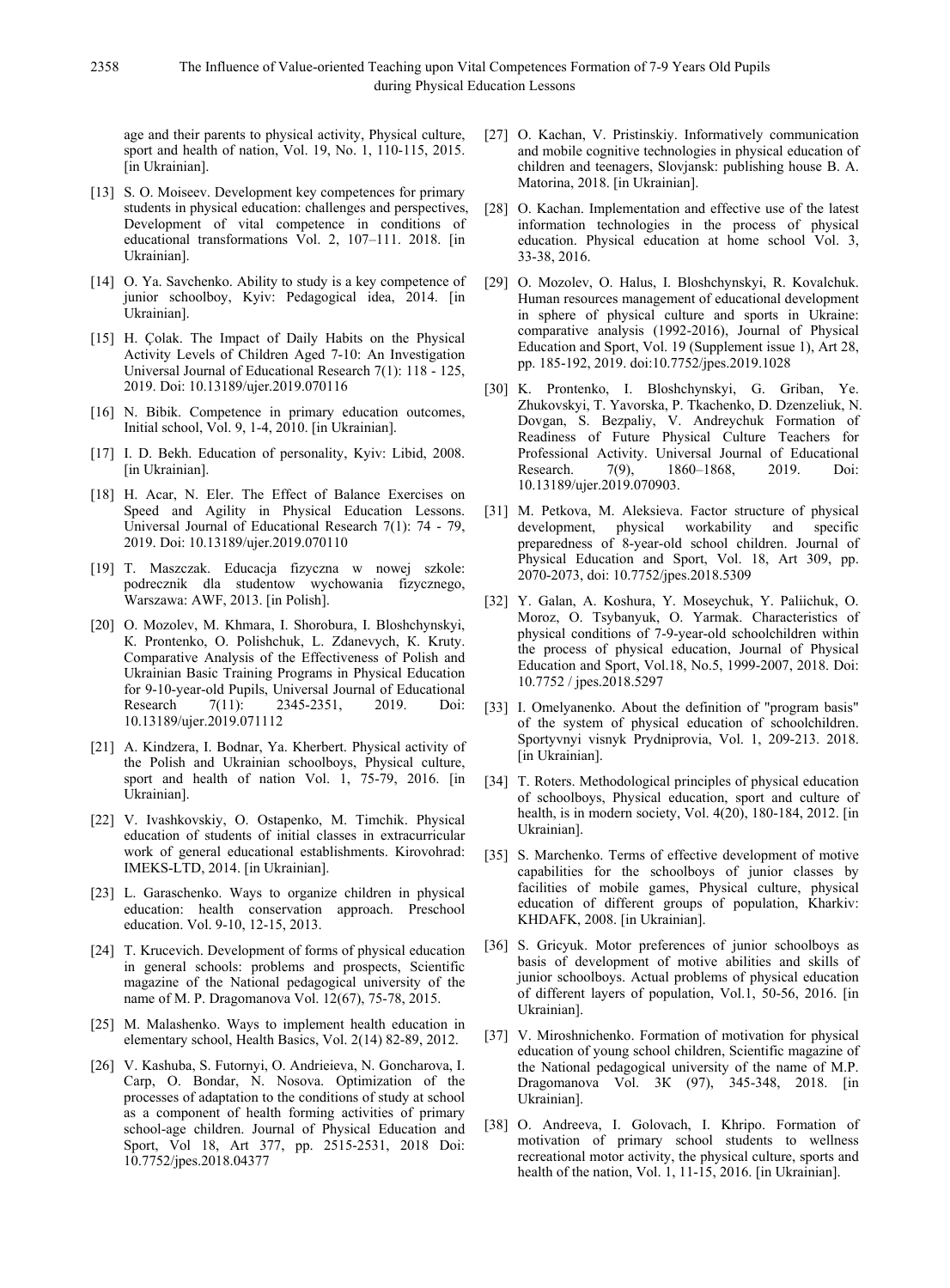age and their parents to physical activity, Physical culture, sport and health of nation, Vol. 19, No. 1, 110-115, 2015. [in Ukrainian].

[13] S. O. Moiseev. Development key competences for primary students in physical education: challenges and perspectives, Development of vital competence in conditions of educational transformations Vol. 2, 107–111. 2018. [in Ukrainian].

[14] O. Ya. Savchenko. Ability to study is a key competence of junior schoolboy, Kyiv: Pedagogical idea, 2014. [in Ukrainian].

[15] H. Çolak. The Impact of Daily Habits on the Physical Activity Levels of Children Aged 7-10: An Investigation Universal Journal of Educational Research 7(1): 118 - 125, 2019. Doi: 10.13189/ujer.2019.070116

[16] N. Bibik. Competence in primary education outcomes, Initial school, Vol. 9, 1-4, 2010. [in Ukrainian].

[17] I. D. Bekh. Education of personality, Kyiv: Libid, 2008. [in Ukrainian].

[18] H. Acar, N. Eler. The Effect of Balance Exercises on Speed and Agility in Physical Education Lessons. Universal Journal of Educational Research 7(1): 74 - 79, 2019. Doi: 10.13189/ujer.2019.070110

[19] T. Maszczak. Educacja fizyczna w nowej szkole: podrecznik dla studentow wychowania fizycznego, Warszawa: AWF, 2013. [in Polish].

[20] O. Mozolev, M. Khmara, I. Shorobura, I. Bloshchynskyi, K. Prontenko, O. Polishchuk, L. Zdanevych, K. Kruty. Comparative Analysis of the Effectiveness of Polish and Ukrainian Basic Training Programs in Physical Education for 9-10-year-old Pupils, Universal Journal of Educational Research 7(11): 2345-2351, 2019. Doi: 10.13189/ujer.2019.071112

[21] A. Kindzera, I. Bodnar, Ya. Kherbert. Physical activity of the Polish and Ukrainian schoolboys, Physical culture, sport and health of nation Vol. 1, 75-79, 2016. [in Ukrainian].

[22] V. Ivashkovskiy, O. Ostapenko, M. Timchik. Physical education of students of initial classes in extracurricular work of general educational establishments. Kirovohrad: IMEKS-LTD, 2014. [in Ukrainian].

[23] L. Garaschenko. Ways to organize children in physical education: health conservation approach. Preschool education. Vol. 9-10, 12-15, 2013.

[24] T. Krucevich. Development of forms of physical education in general schools: problems and prospects, Scientific magazine of the National pedagogical university of the name of M. P. Dragomanova Vol. 12(67), 75-78, 2015.

[25] M. Malashenko. Ways to implement health education in elementary school, Health Basics, Vol. 2(14) 82-89, 2012.

[26] V. Kashuba, S. Futornyi, O. Andrieieva, N. Goncharova, I. Carp, O. Bondar, N. Nosova. Optimization of the processes of adaptation to the conditions of study at school as a component of health forming activities of primary school-age children. Journal of Physical Education and Sport, Vol 18, Art 377, pp. 2515-2531, 2018 Doi: 10.7752/jpes.2018.04377

[27] O. Kachan, V. Pristinskiy. Informatively communication and mobile cognitive technologies in physical education of children and teenagers, Slovjansk: publishing house B. A. Matorina, 2018. [in Ukrainian].

[28] O. Kachan. Implementation and effective use of the latest information technologies in the process of physical education. Physical education at home school Vol. 3, 33-38, 2016.

[29] O. Mozolev, O. Halus, I. Bloshchynskyi, R. Kovalchuk. Human resources management of educational development in sphere of physical culture and sports in Ukraine: comparative analysis (1992-2016), Journal of Physical Education and Sport, Vol. 19 (Supplement issue 1), Art 28, pp. 185-192, 2019. doi:10.7752/jpes.2019.1028

[30] K. Prontenko, I. Bloshchynskyi, G. Griban, Ye. Zhukovskyi, T. Yavorska, P. Tkachenko, D. Dzenzeliuk, N. Dovgan, S. Bezpaliy, V. Andreychuk Formation of Readiness of Future Physical Culture Teachers for Professional Activity. Universal Journal of Educational Research. 7(9), 1860–1868, 2019. Doi: 10.13189/ujer.2019.070903.

[31] M. Petkova, M. Aleksieva. Factor structure of physical development, physical workability and specific preparedness of 8-year-old school children. Journal of Physical Education and Sport, Vol. 18, Art 309, pp. 2070-2073, doi: 10.7752/jpes.2018.5309

[32] Y. Galan, A. Koshura, Y. Moseychuk, Y. Paliichuk, O. Moroz, O. Tsybanyuk, O. Yarmak. Characteristics of physical conditions of 7-9-year-old schoolchildren within the process of physical education, Journal of Physical Education and Sport, Vol.18, No.5, 1999-2007, 2018. Doi: 10.7752 / jpes.2018.5297

[33] I. Omelyanenko. About the definition of "program basis" of the system of physical education of schoolchildren. Sportyvnyi visnyk Prydniprovia, Vol. 1, 209-213. 2018. [in Ukrainian].

[34] T. Roters. Methodological principles of physical education of schoolboys, Physical education, sport and culture of health, is in modern society, Vol. 4(20), 180-184, 2012. [in Ukrainian].

[35] S. Marchenko. Terms of effective development of motive capabilities for the schoolboys of junior classes by facilities of mobile games, Physical culture, physical education of different groups of population, Kharkiv: KHDAFK, 2008. [in Ukrainian].

[36] S. Gricyuk. Motor preferences of junior schoolboys as basis of development of motive abilities and skills of junior schoolboys. Actual problems of physical education of different layers of population, Vol.1, 50-56, 2016. [in Ukrainian].

[37] V. Miroshnichenko. Formation of motivation for physical education of young school children, Scientific magazine of the National pedagogical university of the name of M.P. Dragomanova Vol. 3K (97), 345-348, 2018. [in Ukrainian].

[38] O. Andreeva, I. Golovach, I. Khripo. Formation of motivation of primary school students to wellness recreational motor activity, the physical culture, sports and health of the nation, Vol. 1, 11-15, 2016. [in Ukrainian].